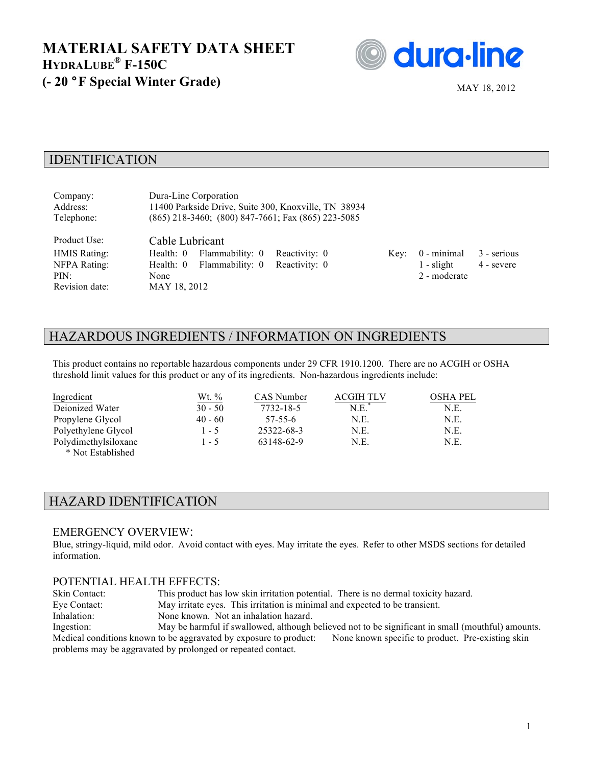# MATERIAL SAFETY DATA SHEET
## HYDRALUBE® F-150C
## (- 20 °F Special Winter Grade)

dura·line

MAY 18, 2012

## IDENTIFICATION

| | |
|---|---|
| Company: | Dura-Line Corporation |
| Address: | 11400 Parkside Drive, Suite 300, Knoxville, TN 38934 |
| Telephone: | (865) 218-3460; (800) 847-7661; Fax (865) 223-5085 |

| | | | | | | |
|---|---|---|---|---|---|---|
| Product Use: | Cable Lubricant | | | | | |
| HMIS Rating: | Health: 0 | Flammability: 0 | Reactivity: 0 | Key: | 0 - minimal | 3 - serious |
| NFPA Rating: | Health: 0 | Flammability: 0 | Reactivity: 0 | | 1 - slight | 4 - severe |
| PIN: | None | | | | 2 - moderate | |
| Revision date: | MAY 18, 2012 | | | | | |

## HAZARDOUS INGREDIENTS / INFORMATION ON INGREDIENTS

This product contains no reportable hazardous components under 29 CFR 1910.1200. There are no ACGIH or OSHA threshold limit values for this product or any of its ingredients. Non-hazardous ingredients include:

| Ingredient | Wt. % | CAS Number | ACGIH TLV | OSHA PEL |
|---|---|---|---|---|
| Deionized Water | 30 - 50 | 7732-18-5 | N.E.* | N.E. |
| Propylene Glycol | 40 - 60 | 57-55-6 | N.E. | N.E. |
| Polyethylene Glycol | 1 - 5 | 25322-68-3 | N.E. | N.E. |
| Polydimethylsiloxane | 1 - 5 | 63148-62-9 | N.E. | N.E. |

\* Not Established

## HAZARD IDENTIFICATION

### EMERGENCY OVERVIEW:

Blue, stringy-liquid, mild odor. Avoid contact with eyes. May irritate the eyes. Refer to other MSDS sections for detailed information.

### POTENTIAL HEALTH EFFECTS:

Skin Contact: This product has low skin irritation potential. There is no dermal toxicity hazard.

Eye Contact: May irritate eyes. This irritation is minimal and expected to be transient.

Inhalation: None known. Not an inhalation hazard.

Ingestion: May be harmful if swallowed, although believed not to be significant in small (mouthful) amounts.

Medical conditions known to be aggravated by exposure to product: None known specific to product. Pre-existing skin problems may be aggravated by prolonged or repeated contact.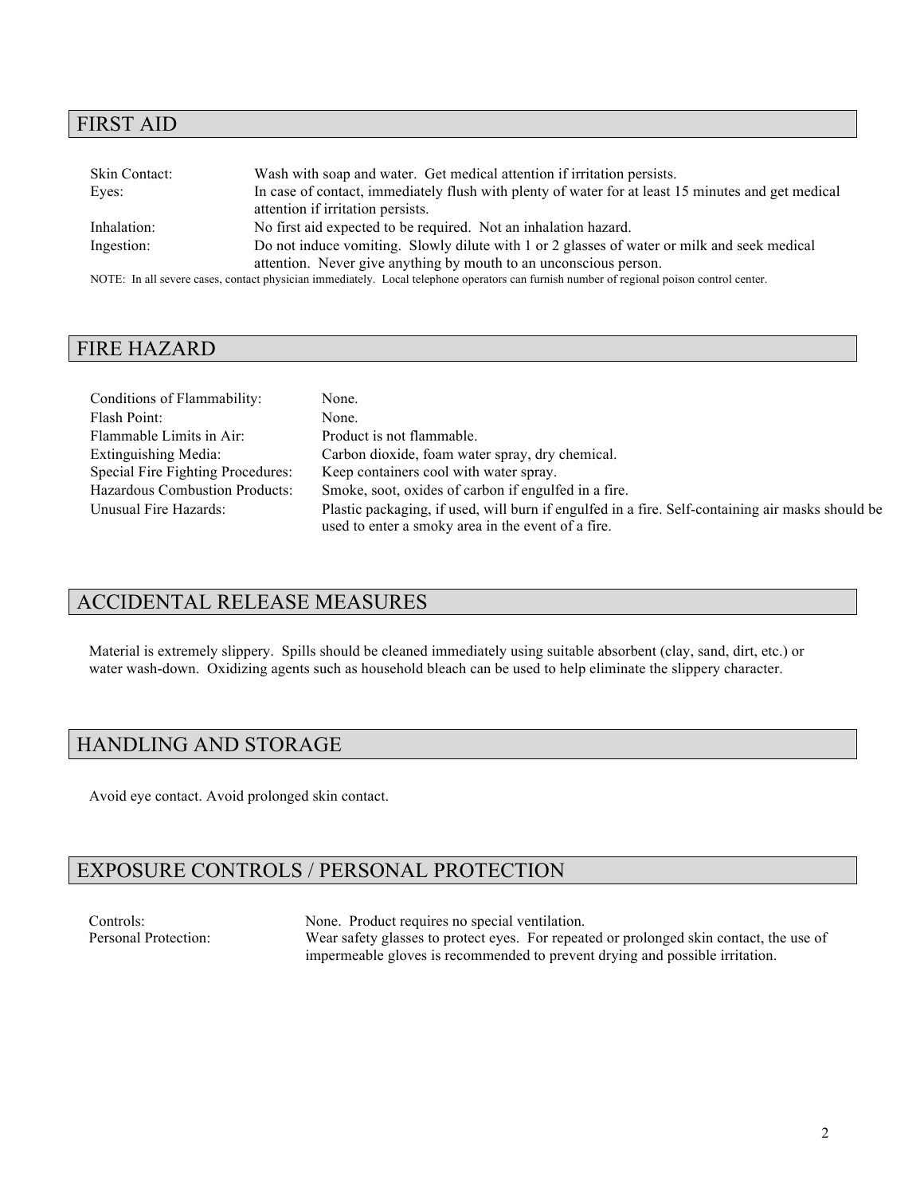## FIRST AID

| | |
|---|---|
| Skin Contact: | Wash with soap and water. Get medical attention if irritation persists. |
| Eyes: | In case of contact, immediately flush with plenty of water for at least 15 minutes and get medical attention if irritation persists. |
| Inhalation: | No first aid expected to be required. Not an inhalation hazard. |
| Ingestion: | Do not induce vomiting. Slowly dilute with 1 or 2 glasses of water or milk and seek medical attention. Never give anything by mouth to an unconscious person. |

NOTE: In all severe cases, contact physician immediately. Local telephone operators can furnish number of regional poison control center.

## FIRE HAZARD

| | |
|---|---|
| Conditions of Flammability: | None. |
| Flash Point: | None. |
| Flammable Limits in Air: | Product is not flammable. |
| Extinguishing Media: | Carbon dioxide, foam water spray, dry chemical. |
| Special Fire Fighting Procedures: | Keep containers cool with water spray. |
| Hazardous Combustion Products: | Smoke, soot, oxides of carbon if engulfed in a fire. |
| Unusual Fire Hazards: | Plastic packaging, if used, will burn if engulfed in a fire. Self-containing air masks should be used to enter a smoky area in the event of a fire. |

## ACCIDENTAL RELEASE MEASURES

Material is extremely slippery. Spills should be cleaned immediately using suitable absorbent (clay, sand, dirt, etc.) or water wash-down. Oxidizing agents such as household bleach can be used to help eliminate the slippery character.

## HANDLING AND STORAGE

Avoid eye contact. Avoid prolonged skin contact.

## EXPOSURE CONTROLS / PERSONAL PROTECTION

| | |
|---|---|
| Controls: | None. Product requires no special ventilation. |
| Personal Protection: | Wear safety glasses to protect eyes. For repeated or prolonged skin contact, the use of impermeable gloves is recommended to prevent drying and possible irritation. |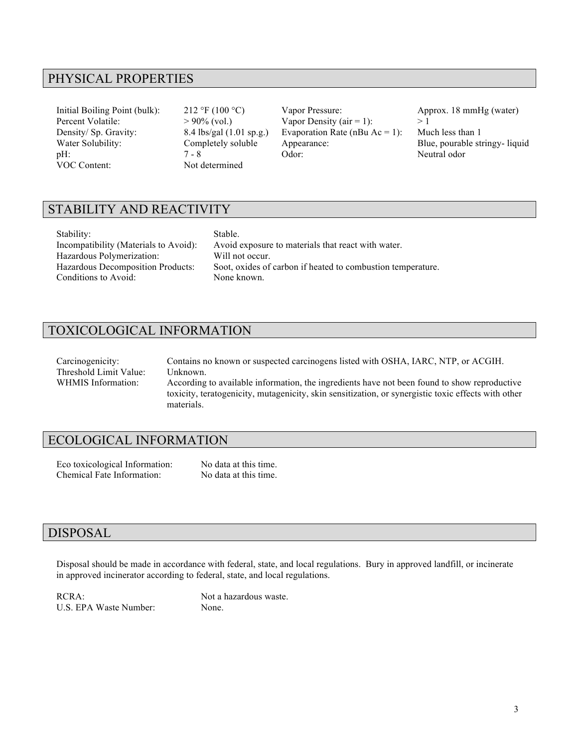## PHYSICAL PROPERTIES

| | | | |
|---|---|---|---|
| Initial Boiling Point (bulk): | 212 °F (100 °C) | Vapor Pressure: | Approx. 18 mmHg (water) |
| Percent Volatile: | > 90% (vol.) | Vapor Density (air = 1): | > 1 |
| Density/ Sp. Gravity: | 8.4 lbs/gal (1.01 sp.g.) | Evaporation Rate (nBu Ac = 1): | Much less than 1 |
| Water Solubility: | Completely soluble | Appearance: | Blue, pourable stringy- liquid |
| pH: | 7 - 8 | Odor: | Neutral odor |
| VOC Content: | Not determined | | |

## STABILITY AND REACTIVITY

| | |
|---|---|
| Stability: | Stable. |
| Incompatibility (Materials to Avoid): | Avoid exposure to materials that react with water. |
| Hazardous Polymerization: | Will not occur. |
| Hazardous Decomposition Products: | Soot, oxides of carbon if heated to combustion temperature. |
| Conditions to Avoid: | None known. |

## TOXICOLOGICAL INFORMATION

| | |
|---|---|
| Carcinogenicity: | Contains no known or suspected carcinogens listed with OSHA, IARC, NTP, or ACGIH. |
| Threshold Limit Value: | Unknown. |
| WHMIS Information: | According to available information, the ingredients have not been found to show reproductive toxicity, teratogenicity, mutagenicity, skin sensitization, or synergistic toxic effects with other materials. |

## ECOLOGICAL INFORMATION

| | |
|---|---|
| Eco toxicological Information: | No data at this time. |
| Chemical Fate Information: | No data at this time. |

## DISPOSAL

Disposal should be made in accordance with federal, state, and local regulations. Bury in approved landfill, or incinerate in approved incinerator according to federal, state, and local regulations.

| | |
|---|---|
| RCRA: | Not a hazardous waste. |
| U.S. EPA Waste Number: | None. |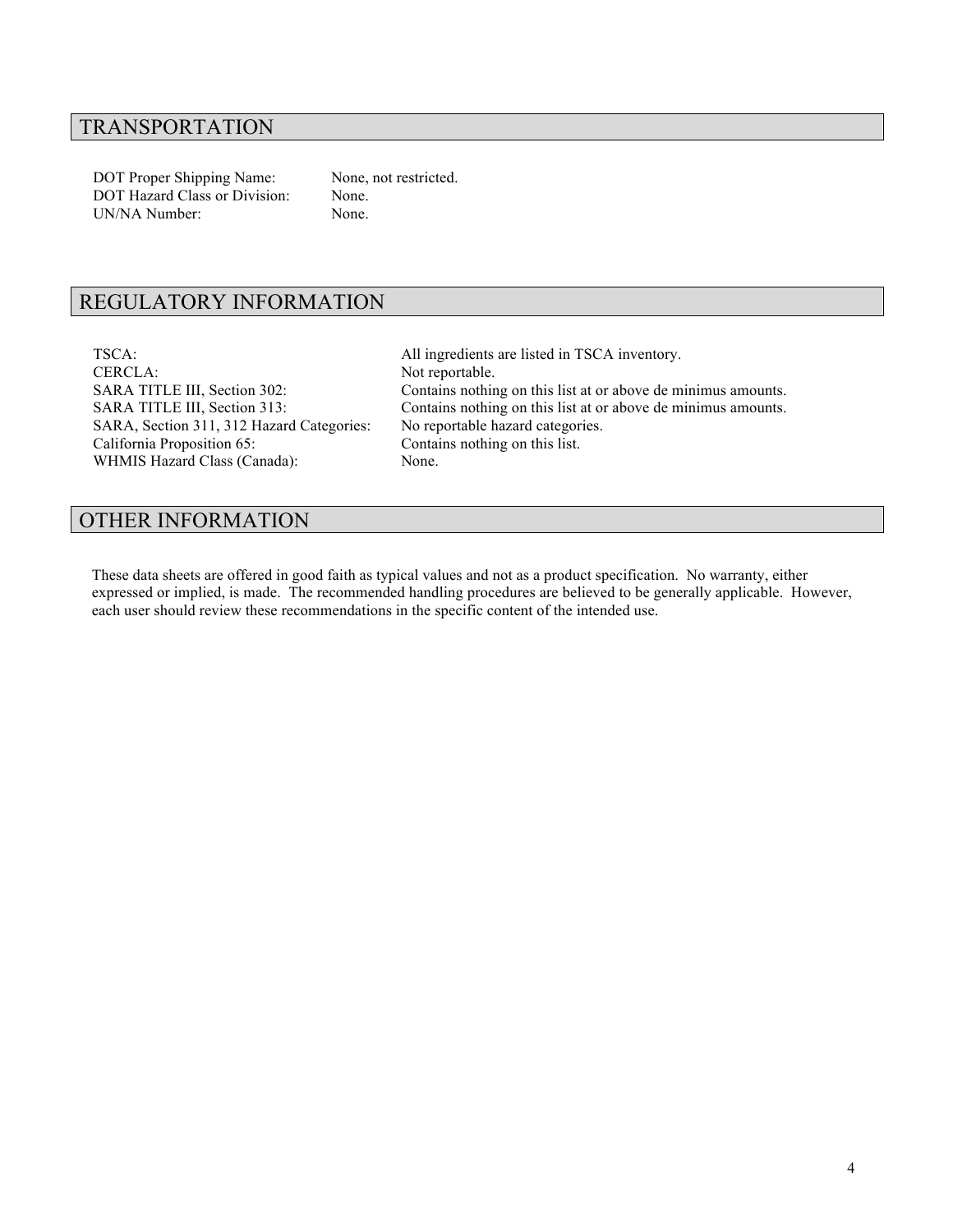## TRANSPORTATION

| | |
|---|---|
| DOT Proper Shipping Name: | None, not restricted. |
| DOT Hazard Class or Division: | None. |
| UN/NA Number: | None. |

## REGULATORY INFORMATION

| | |
|---|---|
| TSCA: | All ingredients are listed in TSCA inventory. |
| CERCLA: | Not reportable. |
| SARA TITLE III, Section 302: | Contains nothing on this list at or above de minimus amounts. |
| SARA TITLE III, Section 313: | Contains nothing on this list at or above de minimus amounts. |
| SARA, Section 311, 312 Hazard Categories: | No reportable hazard categories. |
| California Proposition 65: | Contains nothing on this list. |
| WHMIS Hazard Class (Canada): | None. |

## OTHER INFORMATION

These data sheets are offered in good faith as typical values and not as a product specification. No warranty, either expressed or implied, is made. The recommended handling procedures are believed to be generally applicable. However, each user should review these recommendations in the specific content of the intended use.